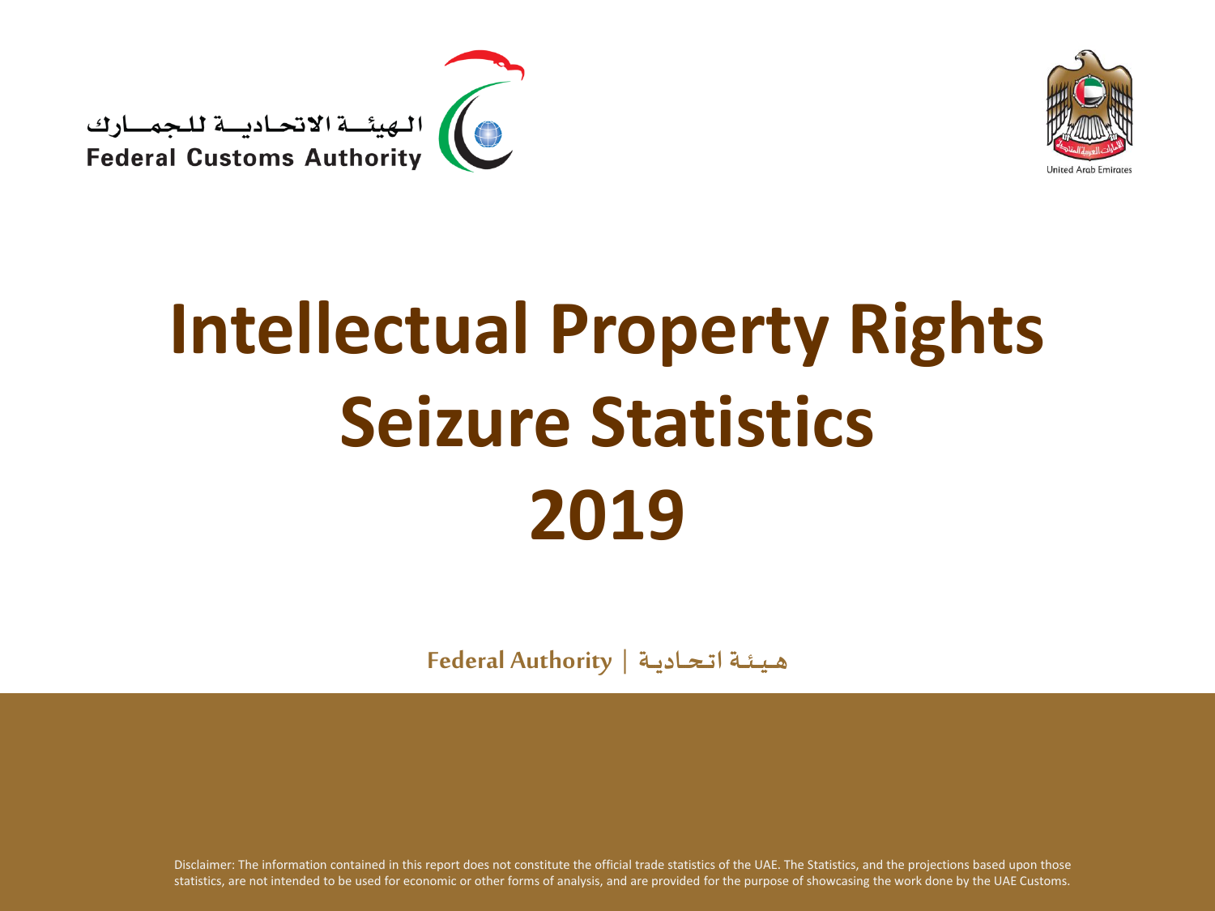الهيئة الاتحادية للجمارك
Federal Customs Authority

United Arab Emirates

# Intellectual Property Rights Seizure Statistics 2019

Federal Authority | هيئة اتحادية

Disclaimer: The information contained in this report does not constitute the official trade statistics of the UAE. The Statistics, and the projections based upon those statistics, are not intended to be used for economic or other forms of analysis, and are provided for the purpose of showcasing the work done by the UAE Customs.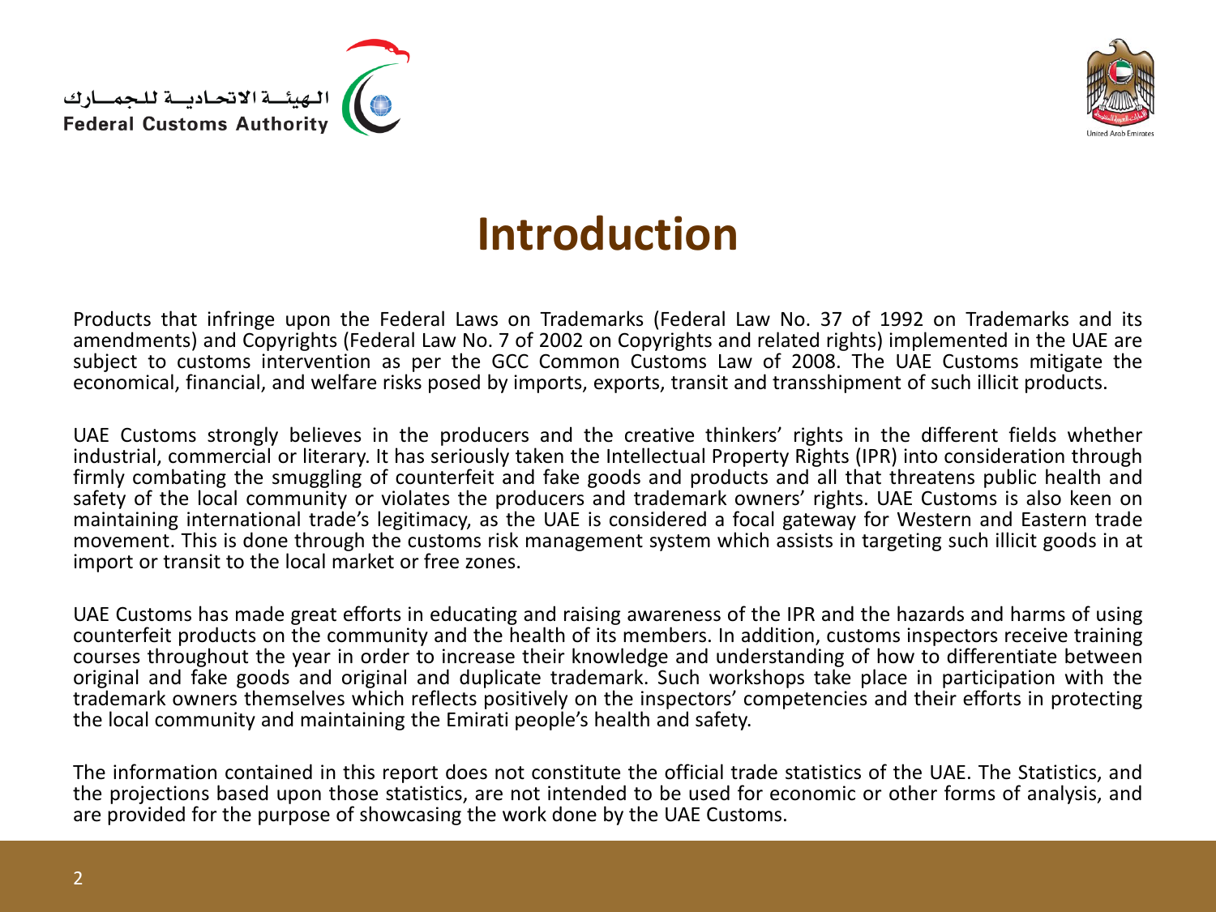# Introduction

Products that infringe upon the Federal Laws on Trademarks (Federal Law No. 37 of 1992 on Trademarks and its amendments) and Copyrights (Federal Law No. 7 of 2002 on Copyrights and related rights) implemented in the UAE are subject to customs intervention as per the GCC Common Customs Law of 2008. The UAE Customs mitigate the economical, financial, and welfare risks posed by imports, exports, transit and transshipment of such illicit products.

UAE Customs strongly believes in the producers and the creative thinkers' rights in the different fields whether industrial, commercial or literary. It has seriously taken the Intellectual Property Rights (IPR) into consideration through firmly combating the smuggling of counterfeit and fake goods and products and all that threatens public health and safety of the local community or violates the producers and trademark owners' rights. UAE Customs is also keen on maintaining international trade's legitimacy, as the UAE is considered a focal gateway for Western and Eastern trade movement. This is done through the customs risk management system which assists in targeting such illicit goods in at import or transit to the local market or free zones.

UAE Customs has made great efforts in educating and raising awareness of the IPR and the hazards and harms of using counterfeit products on the community and the health of its members. In addition, customs inspectors receive training courses throughout the year in order to increase their knowledge and understanding of how to differentiate between original and fake goods and original and duplicate trademark. Such workshops take place in participation with the trademark owners themselves which reflects positively on the inspectors' competencies and their efforts in protecting the local community and maintaining the Emirati people's health and safety.

The information contained in this report does not constitute the official trade statistics of the UAE. The Statistics, and the projections based upon those statistics, are not intended to be used for economic or other forms of analysis, and are provided for the purpose of showcasing the work done by the UAE Customs.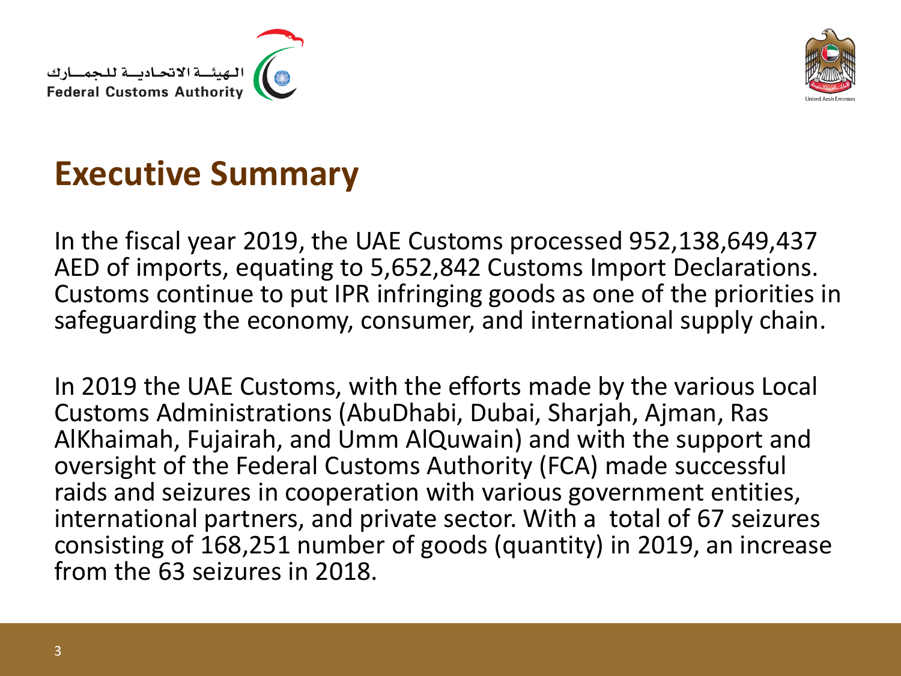# Executive Summary

In the fiscal year 2019, the UAE Customs processed 952,138,649,437 AED of imports, equating to 5,652,842 Customs Import Declarations. Customs continue to put IPR infringing goods as one of the priorities in safeguarding the economy, consumer, and international supply chain.

In 2019 the UAE Customs, with the efforts made by the various Local Customs Administrations (AbuDhabi, Dubai, Sharjah, Ajman, Ras AlKhaimah, Fujairah, and Umm AlQuwain) and with the support and oversight of the Federal Customs Authority (FCA) made successful raids and seizures in cooperation with various government entities, international partners, and private sector. With a total of 67 seizures consisting of 168,251 number of goods (quantity) in 2019, an increase from the 63 seizures in 2018.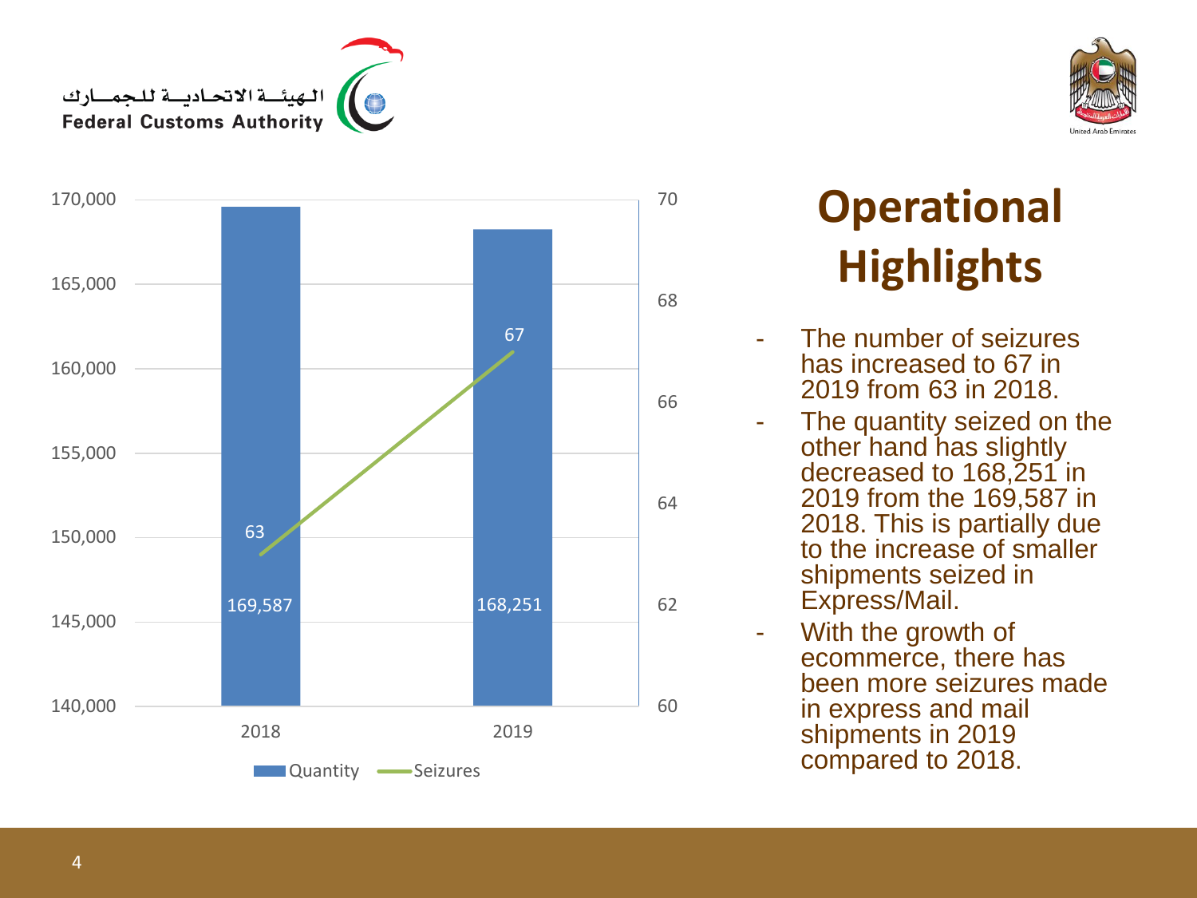الـهيئــة الاتحـاديــة للجمــارك
Federal Customs Authority

| | Quantity | Seizures |
|---|---|---|
| 2018 | 169,587 | 63 |
| 2019 | 168,251 | 67 |

# Operational Highlights

- The number of seizures has increased to 67 in 2019 from 63 in 2018.
- The quantity seized on the other hand has slightly decreased to 168,251 in 2019 from the 169,587 in 2018. This is partially due to the increase of smaller shipments seized in Express/Mail.
- With the growth of ecommerce, there has been more seizures made in express and mail shipments in 2019 compared to 2018.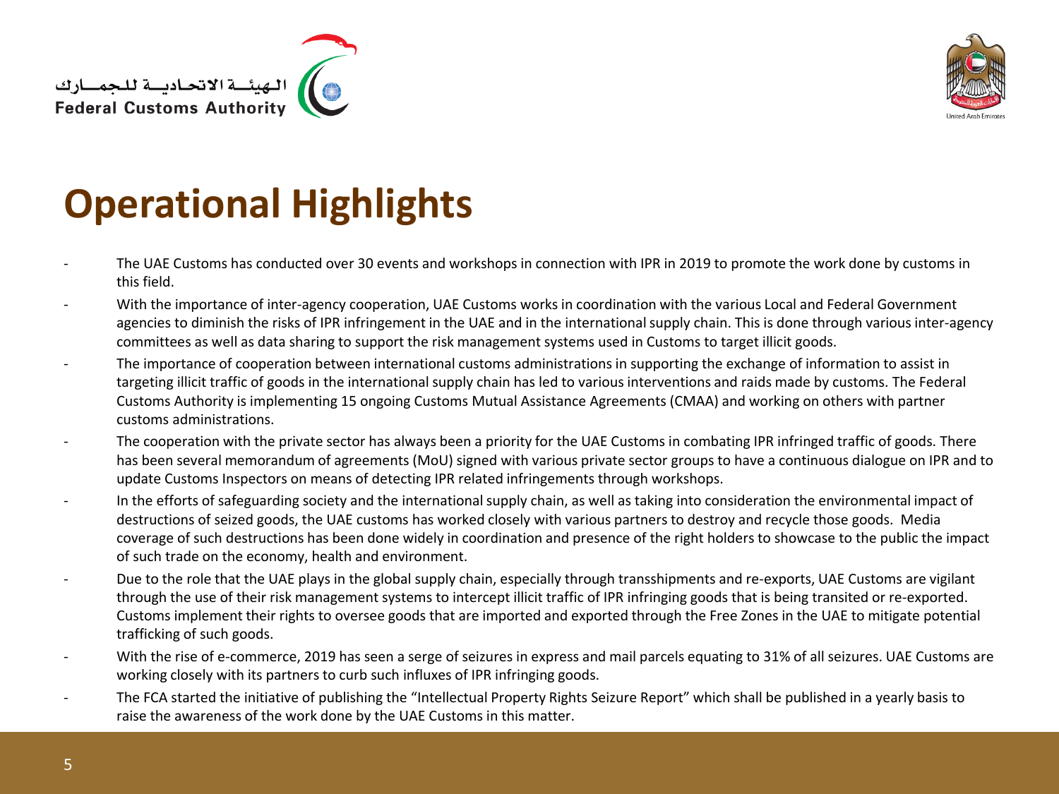# Operational Highlights

- The UAE Customs has conducted over 30 events and workshops in connection with IPR in 2019 to promote the work done by customs in this field.
- With the importance of inter-agency cooperation, UAE Customs works in coordination with the various Local and Federal Government agencies to diminish the risks of IPR infringement in the UAE and in the international supply chain. This is done through various inter-agency committees as well as data sharing to support the risk management systems used in Customs to target illicit goods.
- The importance of cooperation between international customs administrations in supporting the exchange of information to assist in targeting illicit traffic of goods in the international supply chain has led to various interventions and raids made by customs. The Federal Customs Authority is implementing 15 ongoing Customs Mutual Assistance Agreements (CMAA) and working on others with partner customs administrations.
- The cooperation with the private sector has always been a priority for the UAE Customs in combating IPR infringed traffic of goods. There has been several memorandum of agreements (MoU) signed with various private sector groups to have a continuous dialogue on IPR and to update Customs Inspectors on means of detecting IPR related infringements through workshops.
- In the efforts of safeguarding society and the international supply chain, as well as taking into consideration the environmental impact of destructions of seized goods, the UAE customs has worked closely with various partners to destroy and recycle those goods. Media coverage of such destructions has been done widely in coordination and presence of the right holders to showcase to the public the impact of such trade on the economy, health and environment.
- Due to the role that the UAE plays in the global supply chain, especially through transshipments and re-exports, UAE Customs are vigilant through the use of their risk management systems to intercept illicit traffic of IPR infringing goods that is being transited or re-exported. Customs implement their rights to oversee goods that are imported and exported through the Free Zones in the UAE to mitigate potential trafficking of such goods.
- With the rise of e-commerce, 2019 has seen a serge of seizures in express and mail parcels equating to 31% of all seizures. UAE Customs are working closely with its partners to curb such influxes of IPR infringing goods.
- The FCA started the initiative of publishing the "Intellectual Property Rights Seizure Report" which shall be published in a yearly basis to raise the awareness of the work done by the UAE Customs in this matter.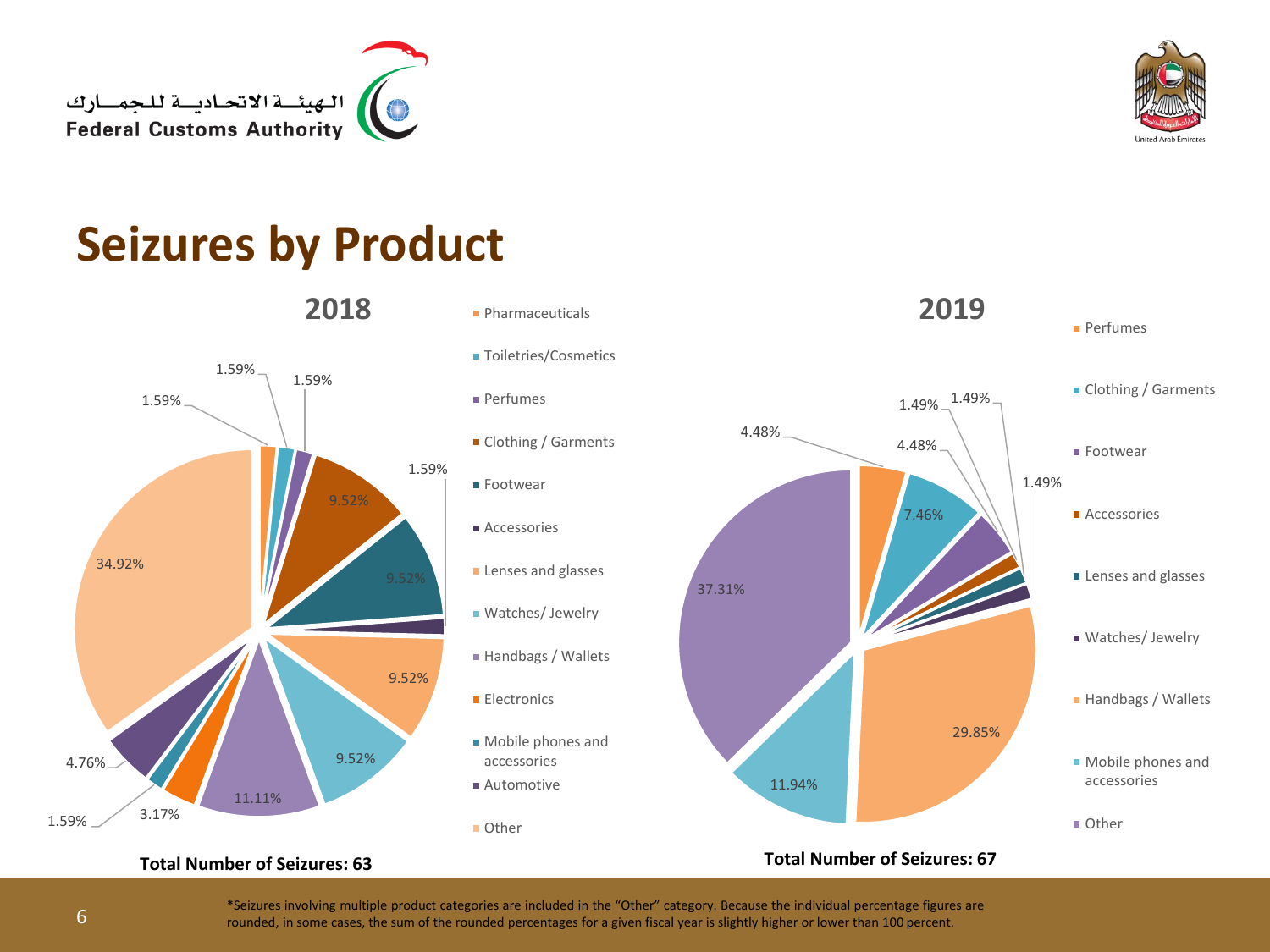# Seizures by Product

## 2018

- Pharmaceuticals
- Toiletries/Cosmetics
- Perfumes
- Clothing / Garments
- Footwear
- Accessories
- Lenses and glasses
- Watches/ Jewelry
- Handbags / Wallets
- Electronics
- Mobile phones and accessories
- Automotive
- Other

1.59%, 1.59%, 1.59%, 9.52%, 9.52%, 1.59%, 9.52%, 9.52%, 11.11%, 3.17%, 1.59%, 4.76%, 34.92%

**Total Number of Seizures: 63**

## 2019

- Perfumes
- Clothing / Garments
- Footwear
- Accessories
- Lenses and glasses
- Watches/ Jewelry
- Handbags / Wallets
- Mobile phones and accessories
- Other

4.48%, 7.46%, 4.48%, 1.49%, 1.49%, 1.49%, 29.85%, 11.94%, 37.31%

**Total Number of Seizures: 67**

*Seizures involving multiple product categories are included in the "Other" category. Because the individual percentage figures are rounded, in some cases, the sum of the rounded percentages for a given fiscal year is slightly higher or lower than 100 percent.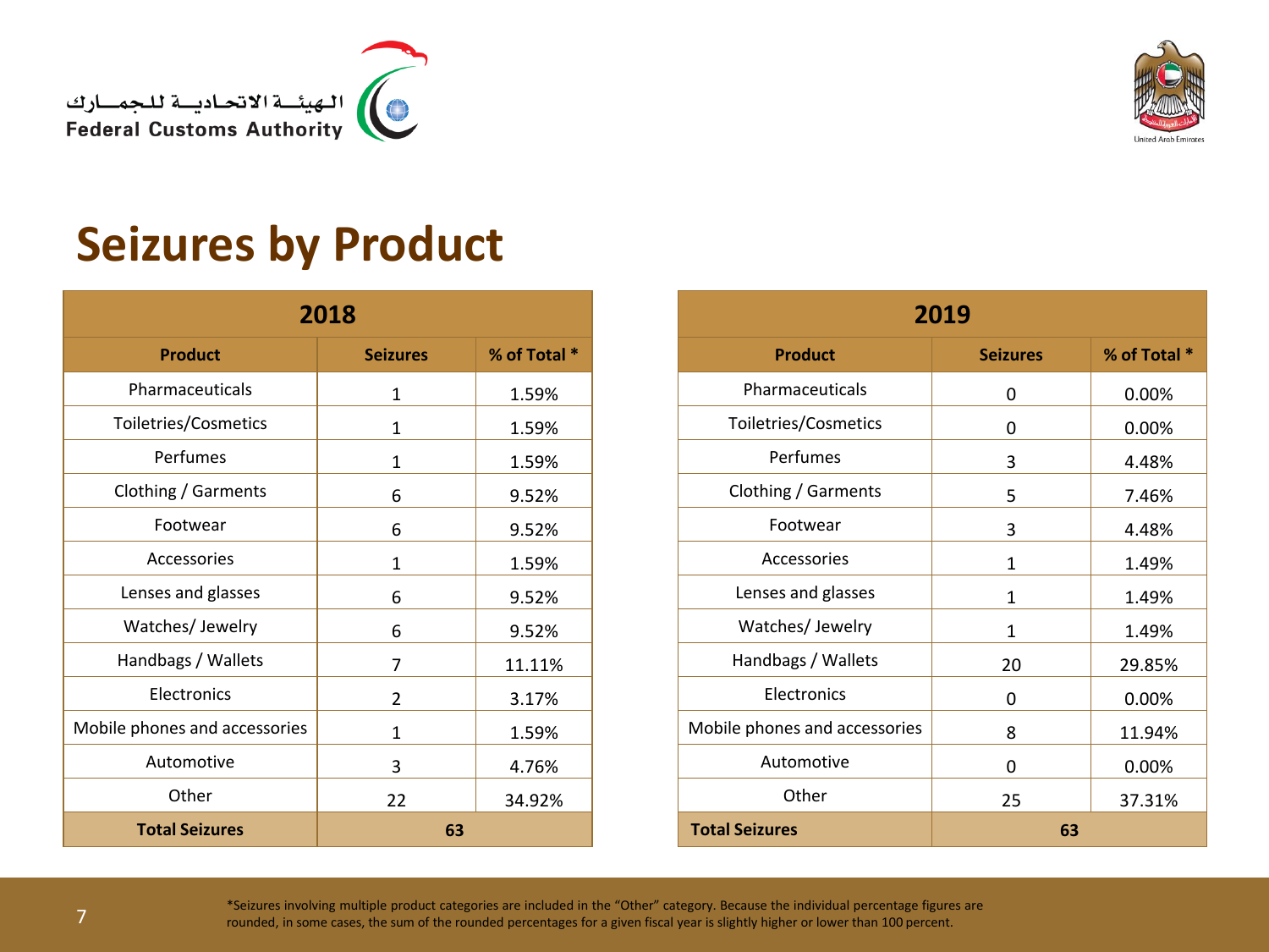الـهيئـــة الاتـحـاديـــة للـجـمـــارك
Federal Customs Authority

# Seizures by Product

| 2018 | | |
|---|---|---|
| **Product** | **Seizures** | **% of Total *** |
| Pharmaceuticals | 1 | 1.59% |
| Toiletries/Cosmetics | 1 | 1.59% |
| Perfumes | 1 | 1.59% |
| Clothing / Garments | 6 | 9.52% |
| Footwear | 6 | 9.52% |
| Accessories | 1 | 1.59% |
| Lenses and glasses | 6 | 9.52% |
| Watches/ Jewelry | 6 | 9.52% |
| Handbags / Wallets | 7 | 11.11% |
| Electronics | 2 | 3.17% |
| Mobile phones and accessories | 1 | 1.59% |
| Automotive | 3 | 4.76% |
| Other | 22 | 34.92% |
| **Total Seizures** | **63** | |

| 2019 | | |
|---|---|---|
| **Product** | **Seizures** | **% of Total *** |
| Pharmaceuticals | 0 | 0.00% |
| Toiletries/Cosmetics | 0 | 0.00% |
| Perfumes | 3 | 4.48% |
| Clothing / Garments | 5 | 7.46% |
| Footwear | 3 | 4.48% |
| Accessories | 1 | 1.49% |
| Lenses and glasses | 1 | 1.49% |
| Watches/ Jewelry | 1 | 1.49% |
| Handbags / Wallets | 20 | 29.85% |
| Electronics | 0 | 0.00% |
| Mobile phones and accessories | 8 | 11.94% |
| Automotive | 0 | 0.00% |
| Other | 25 | 37.31% |
| **Total Seizures** | **63** | |

*Seizures involving multiple product categories are included in the "Other" category. Because the individual percentage figures are rounded, in some cases, the sum of the rounded percentages for a given fiscal year is slightly higher or lower than 100 percent.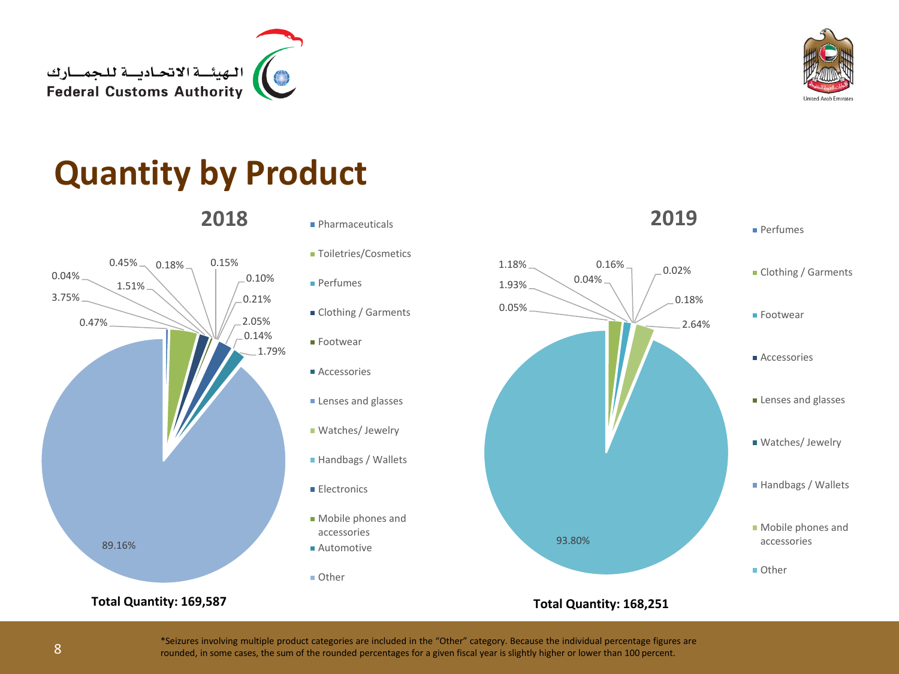# Quantity by Product

## 2018

- Pharmaceuticals
- Toiletries/Cosmetics
- Perfumes
- Clothing / Garments
- Footwear
- Accessories
- Lenses and glasses
- Watches/ Jewelry
- Handbags / Wallets
- Electronics
- Mobile phones and accessories
- Automotive
- Other

Data labels: 0.47%, 3.75%, 0.04%, 1.51%, 0.45%, 0.18%, 0.15%, 0.10%, 0.21%, 2.05%, 0.14%, 1.79%, 89.16%

**Total Quantity: 169,587**

## 2019

- Perfumes
- Clothing / Garments
- Footwear
- Accessories
- Lenses and glasses
- Watches/ Jewelry
- Handbags / Wallets
- Mobile phones and accessories
- Other

Data labels: 0.05%, 1.93%, 1.18%, 0.04%, 0.16%, 0.02%, 0.18%, 2.64%, 93.80%

**Total Quantity: 168,251**

*Seizures involving multiple product categories are included in the "Other" category. Because the individual percentage figures are rounded, in some cases, the sum of the rounded percentages for a given fiscal year is slightly higher or lower than 100 percent.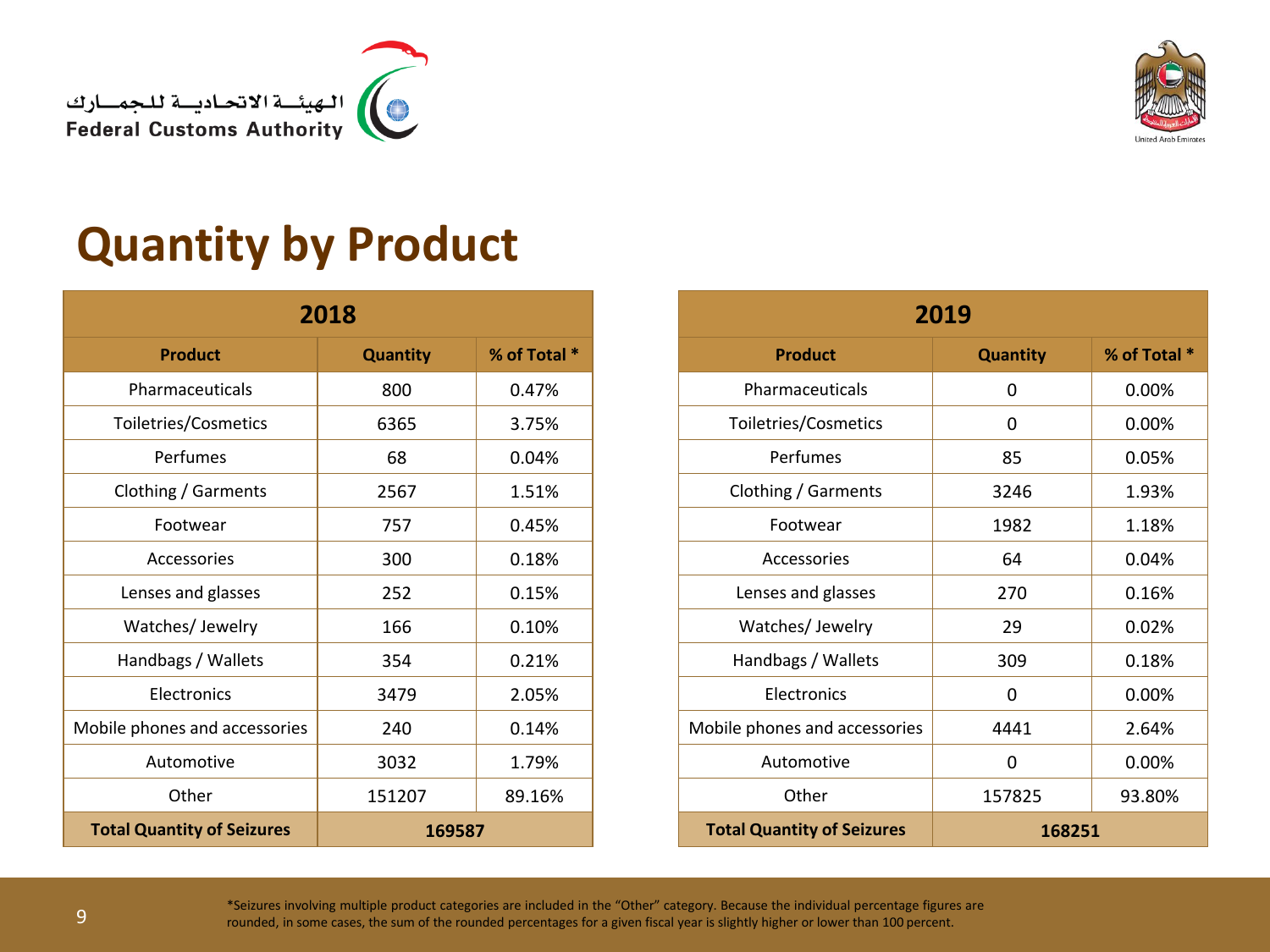الـهيئـــة الاتحـاديـــة للجمـــارك
Federal Customs Authority

# Quantity by Product

| 2018 | | |
|---|---|---|
| **Product** | **Quantity** | **% of Total *** |
| Pharmaceuticals | 800 | 0.47% |
| Toiletries/Cosmetics | 6365 | 3.75% |
| Perfumes | 68 | 0.04% |
| Clothing / Garments | 2567 | 1.51% |
| Footwear | 757 | 0.45% |
| Accessories | 300 | 0.18% |
| Lenses and glasses | 252 | 0.15% |
| Watches/ Jewelry | 166 | 0.10% |
| Handbags / Wallets | 354 | 0.21% |
| Electronics | 3479 | 2.05% |
| Mobile phones and accessories | 240 | 0.14% |
| Automotive | 3032 | 1.79% |
| Other | 151207 | 89.16% |
| **Total Quantity of Seizures** | **169587** | |

| 2019 | | |
|---|---|---|
| **Product** | **Quantity** | **% of Total *** |
| Pharmaceuticals | 0 | 0.00% |
| Toiletries/Cosmetics | 0 | 0.00% |
| Perfumes | 85 | 0.05% |
| Clothing / Garments | 3246 | 1.93% |
| Footwear | 1982 | 1.18% |
| Accessories | 64 | 0.04% |
| Lenses and glasses | 270 | 0.16% |
| Watches/ Jewelry | 29 | 0.02% |
| Handbags / Wallets | 309 | 0.18% |
| Electronics | 0 | 0.00% |
| Mobile phones and accessories | 4441 | 2.64% |
| Automotive | 0 | 0.00% |
| Other | 157825 | 93.80% |
| **Total Quantity of Seizures** | **168251** | |

*Seizures involving multiple product categories are included in the "Other" category. Because the individual percentage figures are rounded, in some cases, the sum of the rounded percentages for a given fiscal year is slightly higher or lower than 100 percent.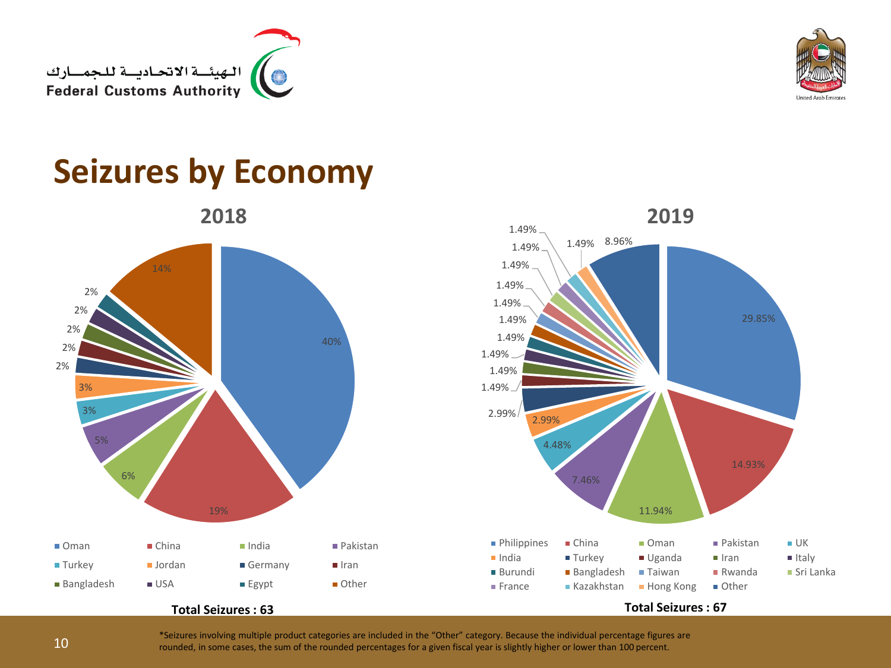# Seizures by Economy

## 2018

| Economy | Share |
|---|---|
| Oman | 40% |
| China | 19% |
| India | 6% |
| Pakistan | 5% |
| Turkey | 3% |
| Jordan | 3% |
| Germany | 2% |
| Iran | 2% |
| Bangladesh | 2% |
| USA | 2% |
| Egypt | 2% |
| Other | 14% |

**Total Seizures : 63**

## 2019

| Economy | Share |
|---|---|
| Philippines | 29.85% |
| China | 14.93% |
| Oman | 11.94% |
| Pakistan | 7.46% |
| UK | 4.48% |
| India | 2.99% |
| Turkey | 2.99% |
| Uganda | 1.49% |
| Iran | 1.49% |
| Italy | 1.49% |
| Burundi | 1.49% |
| Bangladesh | 1.49% |
| Taiwan | 1.49% |
| Rwanda | 1.49% |
| Sri Lanka | 1.49% |
| France | 1.49% |
| Kazakhstan | 1.49% |
| Hong Kong | 1.49% |
| Other | 8.96% |

**Total Seizures : 67**

*Seizures involving multiple product categories are included in the "Other" category. Because the individual percentage figures are rounded, in some cases, the sum of the rounded percentages for a given fiscal year is slightly higher or lower than 100 percent.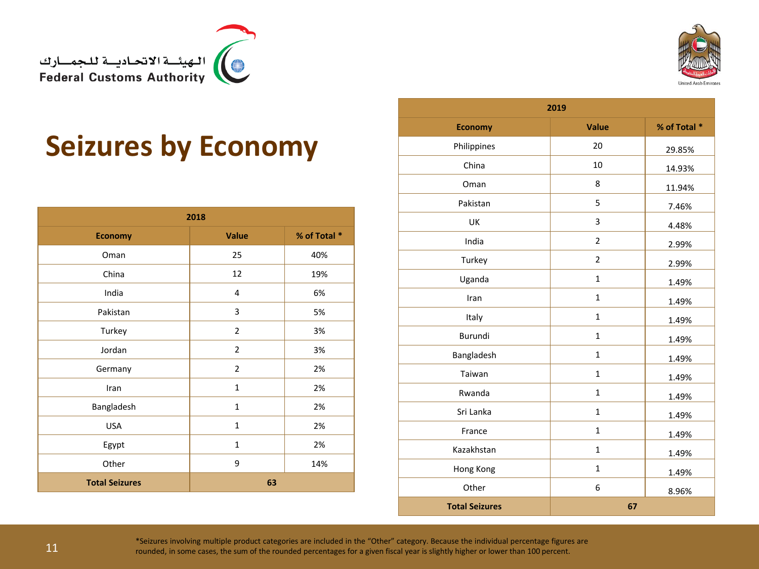الـهيئـــة الاتحـاديـــة للجمـــارك
Federal Customs Authority

# Seizures by Economy

| 2018 | | |
|---|---|---|
| **Economy** | **Value** | **% of Total \*** |
| Oman | 25 | 40% |
| China | 12 | 19% |
| India | 4 | 6% |
| Pakistan | 3 | 5% |
| Turkey | 2 | 3% |
| Jordan | 2 | 3% |
| Germany | 2 | 2% |
| Iran | 1 | 2% |
| Bangladesh | 1 | 2% |
| USA | 1 | 2% |
| Egypt | 1 | 2% |
| Other | 9 | 14% |
| **Total Seizures** | **63** | |

| 2019 | | |
|---|---|---|
| **Economy** | **Value** | **% of Total \*** |
| Philippines | 20 | 29.85% |
| China | 10 | 14.93% |
| Oman | 8 | 11.94% |
| Pakistan | 5 | 7.46% |
| UK | 3 | 4.48% |
| India | 2 | 2.99% |
| Turkey | 2 | 2.99% |
| Uganda | 1 | 1.49% |
| Iran | 1 | 1.49% |
| Italy | 1 | 1.49% |
| Burundi | 1 | 1.49% |
| Bangladesh | 1 | 1.49% |
| Taiwan | 1 | 1.49% |
| Rwanda | 1 | 1.49% |
| Sri Lanka | 1 | 1.49% |
| France | 1 | 1.49% |
| Kazakhstan | 1 | 1.49% |
| Hong Kong | 1 | 1.49% |
| Other | 6 | 8.96% |
| **Total Seizures** | **67** | |

*Seizures involving multiple product categories are included in the "Other" category. Because the individual percentage figures are rounded, in some cases, the sum of the rounded percentages for a given fiscal year is slightly higher or lower than 100 percent.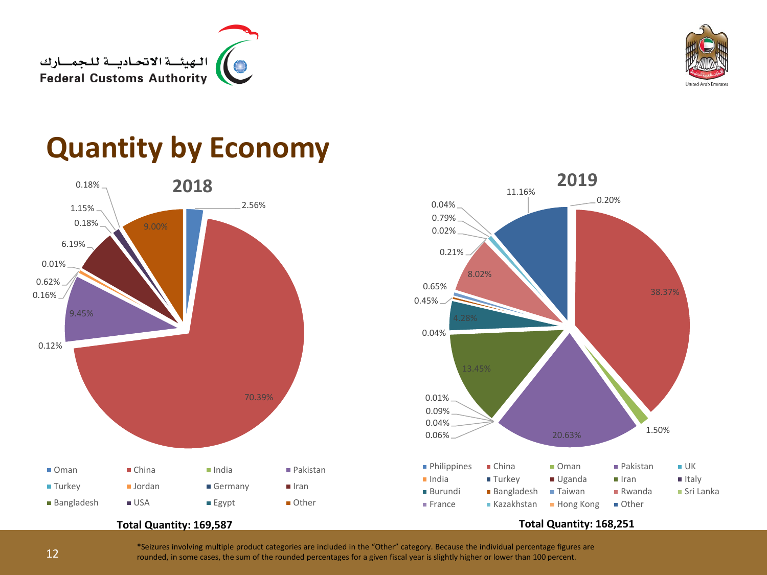الـهيئـــة الاتحـاديـــة للجمـــارك
Federal Customs Authority

# Quantity by Economy

## 2018

0.18%, 2.56%, 1.15%, 0.18%, 9.00%, 6.19%, 0.01%, 0.62%, 0.16%, 9.45%, 0.12%, 70.39%

Oman, China, India, Pakistan, Turkey, Jordan, Germany, Iran, Bangladesh, USA, Egypt, Other

**Total Quantity: 169,587**

## 2019

11.16%, 0.20%, 0.04%, 0.79%, 0.02%, 0.21%, 8.02%, 38.37%, 0.65%, 0.45%, 4.28%, 0.04%, 13.45%, 0.01%, 0.09%, 0.04%, 0.06%, 20.63%, 1.50%

Philippines, China, Oman, Pakistan, UK, India, Turkey, Uganda, Iran, Italy, Burundi, Bangladesh, Taiwan, Rwanda, Sri Lanka, France, Kazakhstan, Hong Kong, Other

**Total Quantity: 168,251**

*Seizures involving multiple product categories are included in the "Other" category. Because the individual percentage figures are rounded, in some cases, the sum of the rounded percentages for a given fiscal year is slightly higher or lower than 100 percent.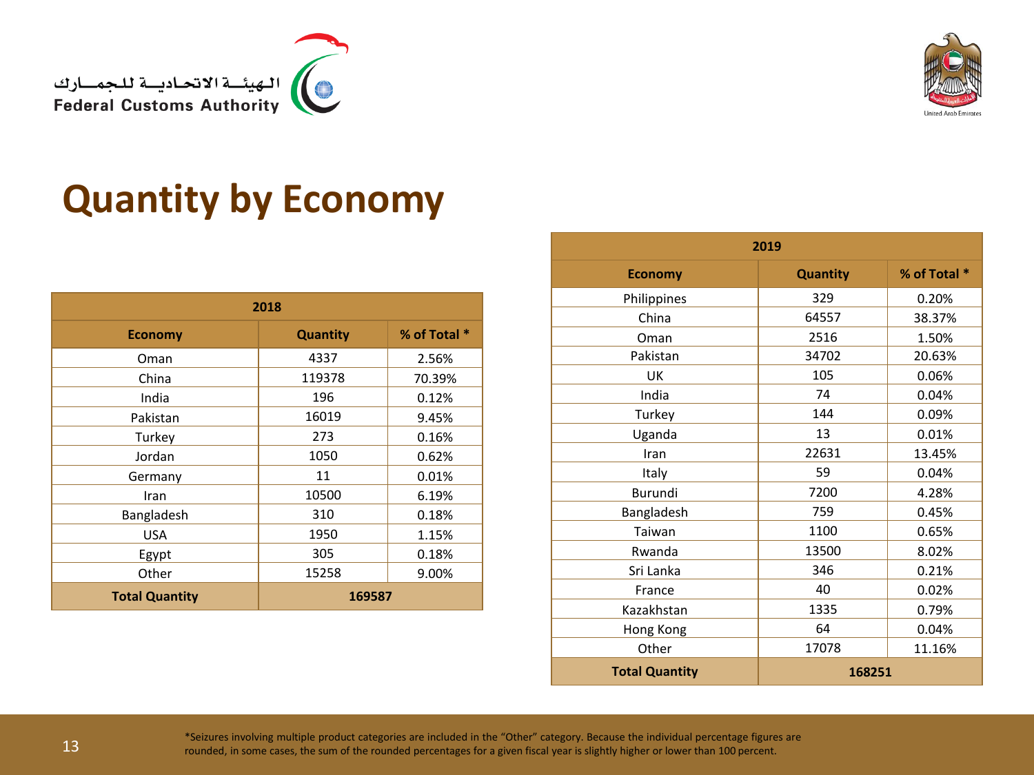الهيئـــة الاتحـاديـــة للجمـــارك
Federal Customs Authority

# Quantity by Economy

| 2018 | | |
|---|---|---|
| **Economy** | **Quantity** | **% of Total *** |
| Oman | 4337 | 2.56% |
| China | 119378 | 70.39% |
| India | 196 | 0.12% |
| Pakistan | 16019 | 9.45% |
| Turkey | 273 | 0.16% |
| Jordan | 1050 | 0.62% |
| Germany | 11 | 0.01% |
| Iran | 10500 | 6.19% |
| Bangladesh | 310 | 0.18% |
| USA | 1950 | 1.15% |
| Egypt | 305 | 0.18% |
| Other | 15258 | 9.00% |
| **Total Quantity** | **169587** | |

| 2019 | | |
|---|---|---|
| **Economy** | **Quantity** | **% of Total *** |
| Philippines | 329 | 0.20% |
| China | 64557 | 38.37% |
| Oman | 2516 | 1.50% |
| Pakistan | 34702 | 20.63% |
| UK | 105 | 0.06% |
| India | 74 | 0.04% |
| Turkey | 144 | 0.09% |
| Uganda | 13 | 0.01% |
| Iran | 22631 | 13.45% |
| Italy | 59 | 0.04% |
| Burundi | 7200 | 4.28% |
| Bangladesh | 759 | 0.45% |
| Taiwan | 1100 | 0.65% |
| Rwanda | 13500 | 8.02% |
| Sri Lanka | 346 | 0.21% |
| France | 40 | 0.02% |
| Kazakhstan | 1335 | 0.79% |
| Hong Kong | 64 | 0.04% |
| Other | 17078 | 11.16% |
| **Total Quantity** | **168251** | |

*Seizures involving multiple product categories are included in the "Other" category. Because the individual percentage figures are rounded, in some cases, the sum of the rounded percentages for a given fiscal year is slightly higher or lower than 100 percent.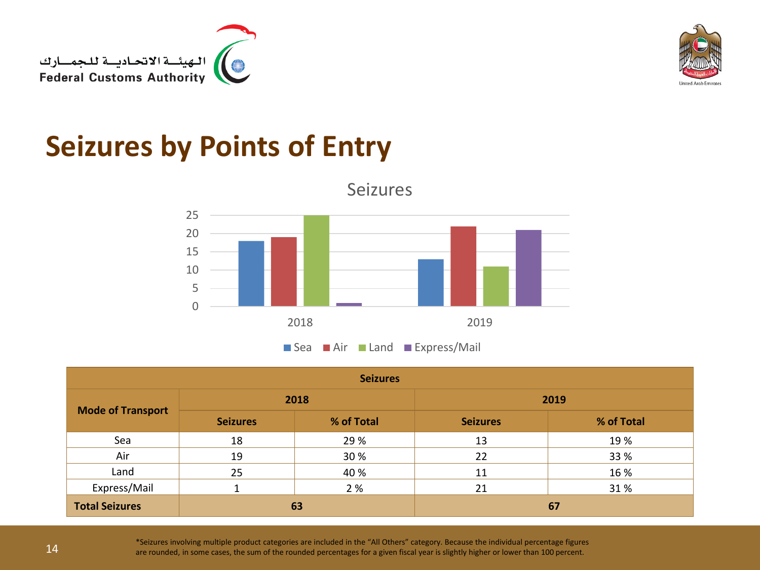# Seizures by Points of Entry

| Mode of Transport | 2018 Seizures | 2018 % of Total | 2019 Seizures | 2019 % of Total |
|---|---|---|---|---|
| Sea | 18 | 29 % | 13 | 19 % |
| Air | 19 | 30 % | 22 | 33 % |
| Land | 25 | 40 % | 11 | 16 % |
| Express/Mail | 1 | 2 % | 21 | 31 % |
| **Total Seizures** | **63** | | **67** | |

*Seizures involving multiple product categories are included in the "All Others" category. Because the individual percentage figures are rounded, in some cases, the sum of the rounded percentages for a given fiscal year is slightly higher or lower than 100 percent.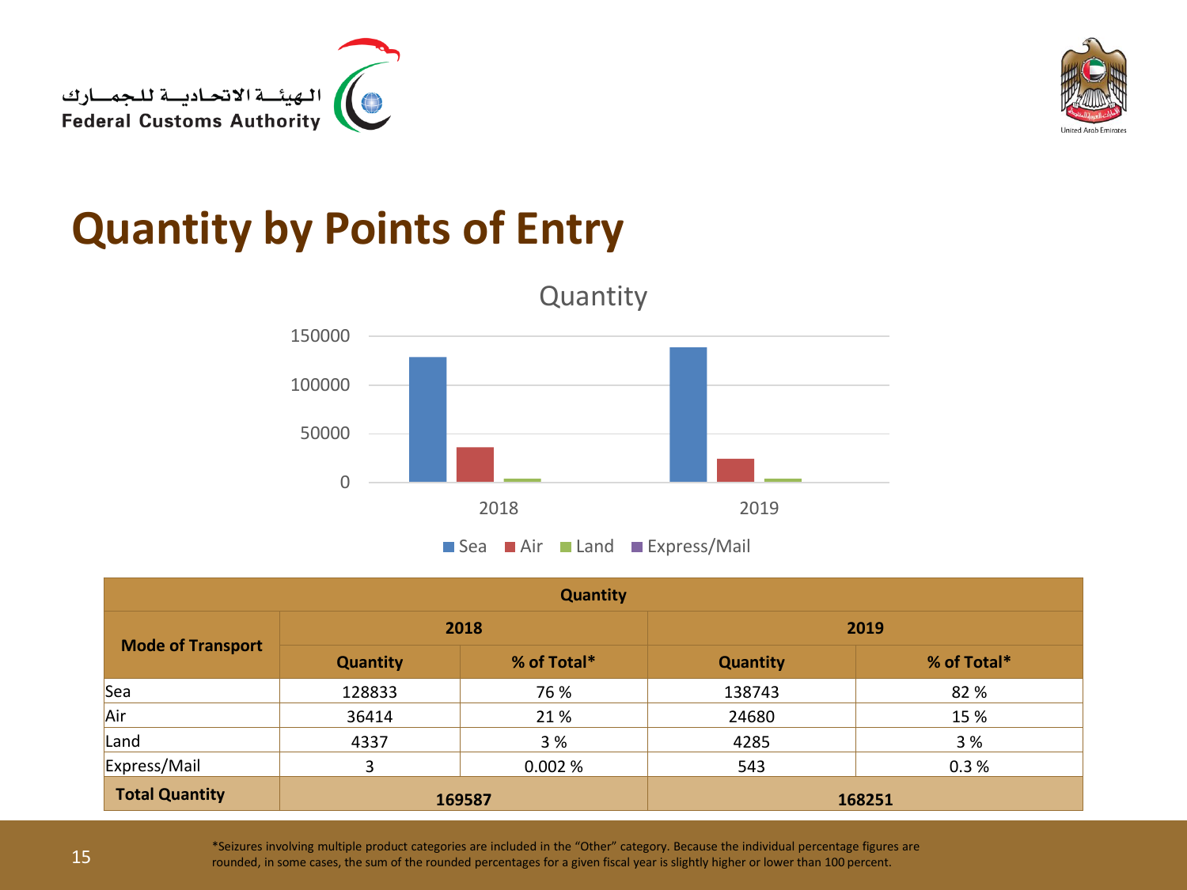# Quantity by Points of Entry

| Mode of Transport | 2018 | | 2019 | |
|---|---|---|---|---|
| | Quantity | % of Total* | Quantity | % of Total* |
| Sea | 128833 | 76 % | 138743 | 82 % |
| Air | 36414 | 21 % | 24680 | 15 % |
| Land | 4337 | 3 % | 4285 | 3 % |
| Express/Mail | 3 | 0.002 % | 543 | 0.3 % |
| **Total Quantity** | **169587** | | **168251** | |

*Seizures involving multiple product categories are included in the "Other" category. Because the individual percentage figures are rounded, in some cases, the sum of the rounded percentages for a given fiscal year is slightly higher or lower than 100 percent.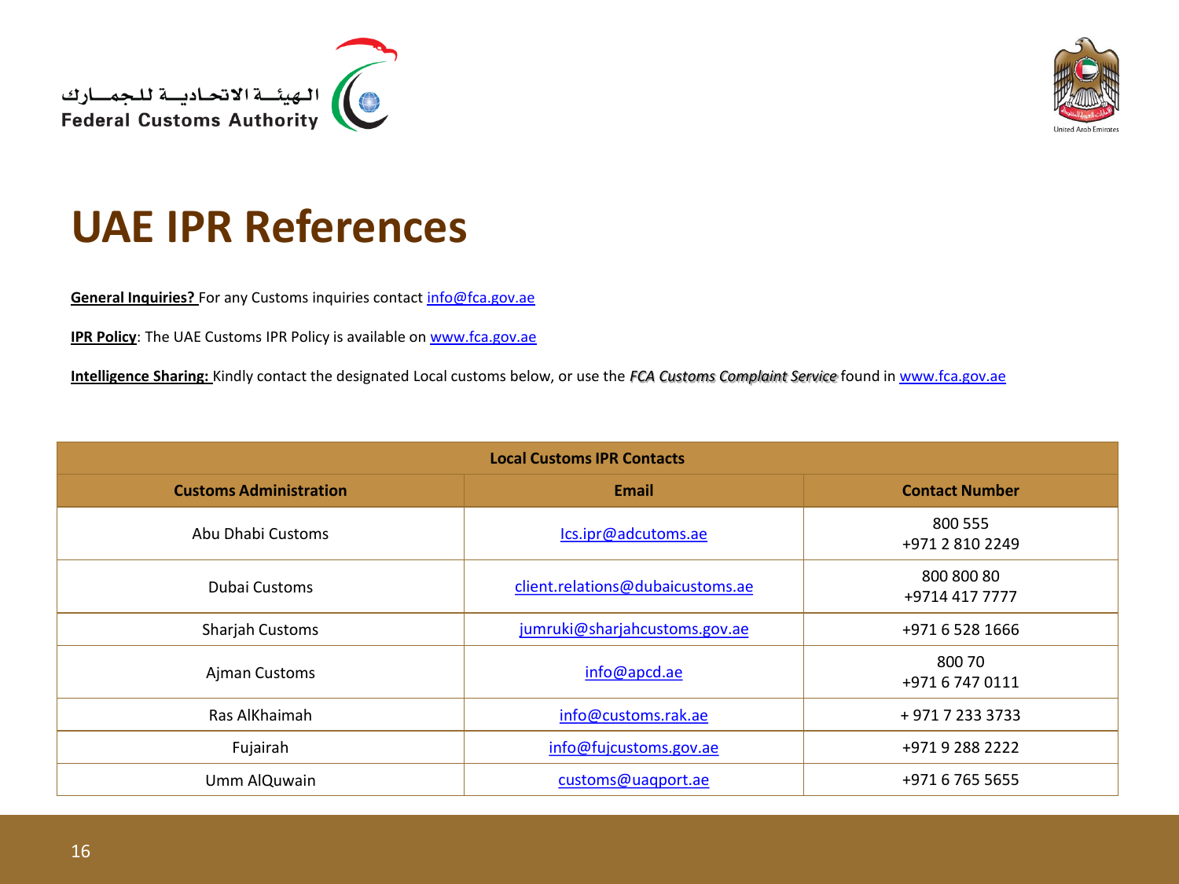# UAE IPR References

**General Inquiries?** For any Customs inquiries contact info@fca.gov.ae

**IPR Policy**: The UAE Customs IPR Policy is available on www.fca.gov.ae

**Intelligence Sharing:** Kindly contact the designated Local customs below, or use the ***FCA Customs Complaint Service*** found in www.fca.gov.ae

| Local Customs IPR Contacts | | |
|---|---|---|
| **Customs Administration** | **Email** | **Contact Number** |
| Abu Dhabi Customs | lcs.ipr@adcutoms.ae | 800 555<br>+971 2 810 2249 |
| Dubai Customs | client.relations@dubaicustoms.ae | 800 800 80<br>+9714 417 7777 |
| Sharjah Customs | jumruki@sharjahcustoms.gov.ae | +971 6 528 1666 |
| Ajman Customs | info@apcd.ae | 800 70<br>+971 6 747 0111 |
| Ras AlKhaimah | info@customs.rak.ae | + 971 7 233 3733 |
| Fujairah | info@fujcustoms.gov.ae | +971 9 288 2222 |
| Umm AlQuwain | customs@uaqport.ae | +971 6 765 5655 |